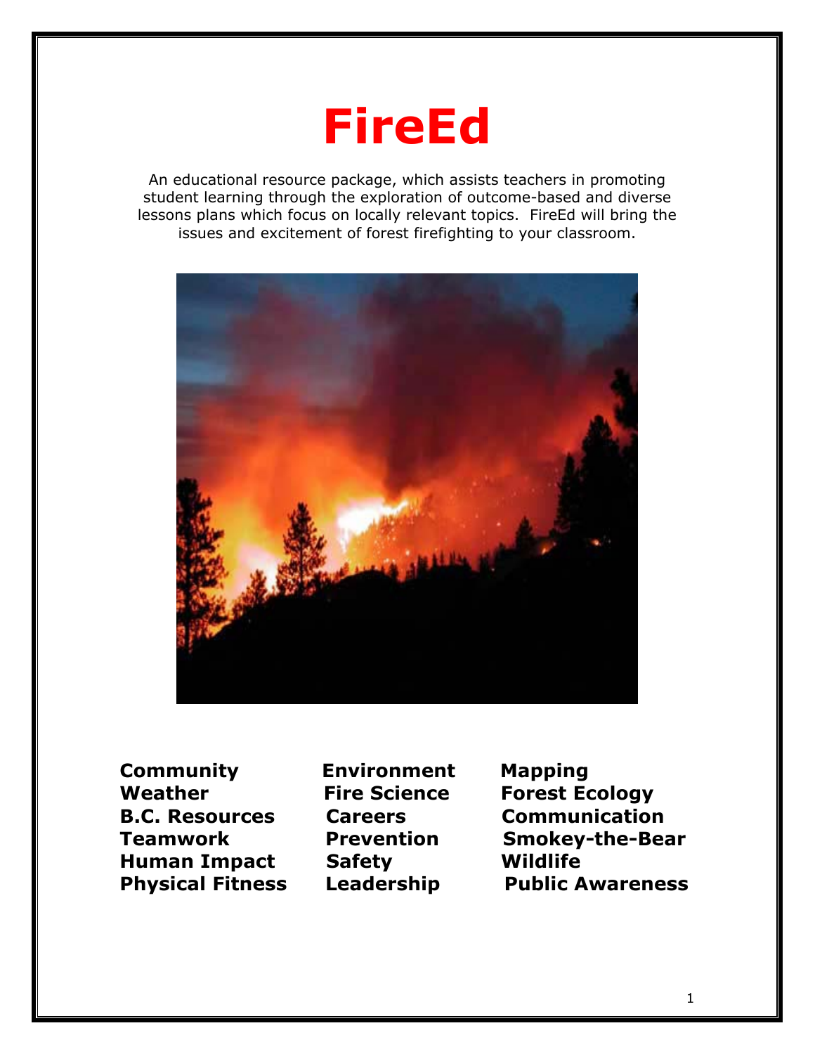# FireEd

An educational resource package, which assists teachers in promoting student learning through the exploration of outcome-based and diverse lessons plans which focus on locally relevant topics. FireEd will bring the issues and excitement of forest firefighting to your classroom.

**Community** **Environment** **Mapping**
**Weather** **Fire Science** **Forest Ecology**
**B.C. Resources** **Careers** **Communication**
**Teamwork** **Prevention** **Smokey-the-Bear**
**Human Impact** **Safety** **Wildlife**
**Physical Fitness** **Leadership** **Public Awareness**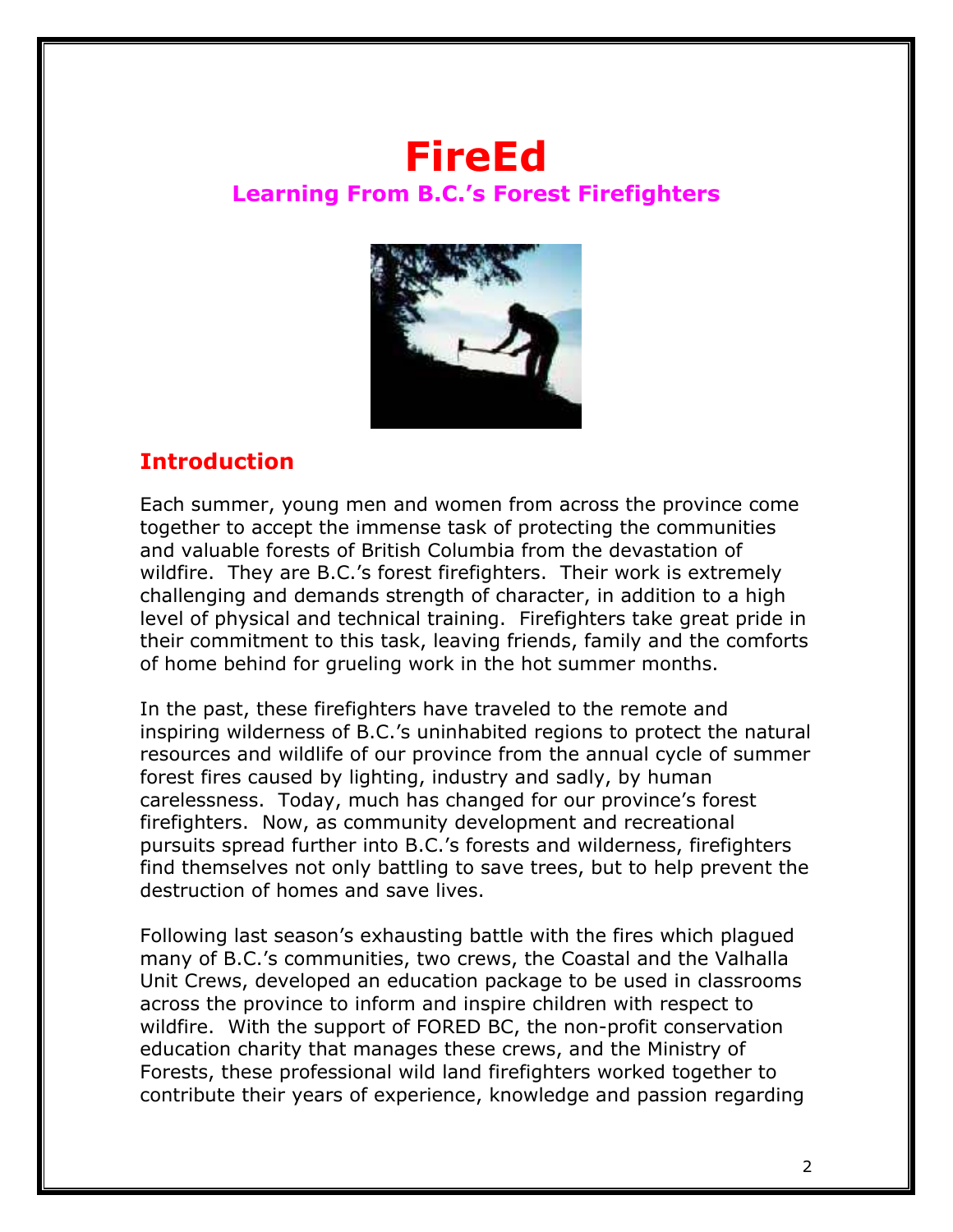# FireEd

## Learning From B.C.'s Forest Firefighters

## Introduction

Each summer, young men and women from across the province come together to accept the immense task of protecting the communities and valuable forests of British Columbia from the devastation of wildfire. They are B.C.'s forest firefighters. Their work is extremely challenging and demands strength of character, in addition to a high level of physical and technical training. Firefighters take great pride in their commitment to this task, leaving friends, family and the comforts of home behind for grueling work in the hot summer months.

In the past, these firefighters have traveled to the remote and inspiring wilderness of B.C.'s uninhabited regions to protect the natural resources and wildlife of our province from the annual cycle of summer forest fires caused by lighting, industry and sadly, by human carelessness. Today, much has changed for our province's forest firefighters. Now, as community development and recreational pursuits spread further into B.C.'s forests and wilderness, firefighters find themselves not only battling to save trees, but to help prevent the destruction of homes and save lives.

Following last season's exhausting battle with the fires which plagued many of B.C.'s communities, two crews, the Coastal and the Valhalla Unit Crews, developed an education package to be used in classrooms across the province to inform and inspire children with respect to wildfire. With the support of FORED BC, the non-profit conservation education charity that manages these crews, and the Ministry of Forests, these professional wild land firefighters worked together to contribute their years of experience, knowledge and passion regarding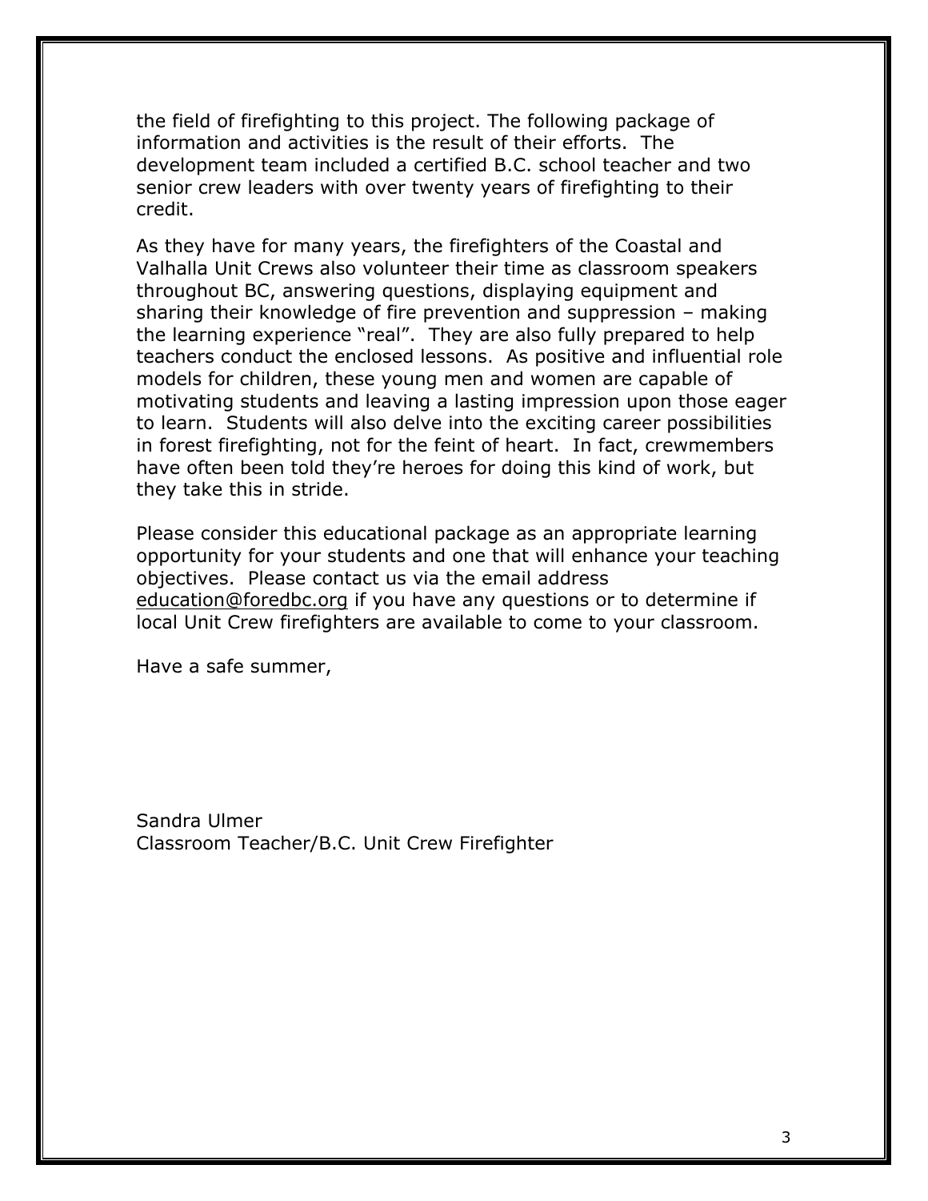the field of firefighting to this project. The following package of information and activities is the result of their efforts. The development team included a certified B.C. school teacher and two senior crew leaders with over twenty years of firefighting to their credit.

As they have for many years, the firefighters of the Coastal and Valhalla Unit Crews also volunteer their time as classroom speakers throughout BC, answering questions, displaying equipment and sharing their knowledge of fire prevention and suppression – making the learning experience "real". They are also fully prepared to help teachers conduct the enclosed lessons. As positive and influential role models for children, these young men and women are capable of motivating students and leaving a lasting impression upon those eager to learn. Students will also delve into the exciting career possibilities in forest firefighting, not for the feint of heart. In fact, crewmembers have often been told they're heroes for doing this kind of work, but they take this in stride.

Please consider this educational package as an appropriate learning opportunity for your students and one that will enhance your teaching objectives. Please contact us via the email address education@foredbc.org if you have any questions or to determine if local Unit Crew firefighters are available to come to your classroom.

Have a safe summer,

Sandra Ulmer
Classroom Teacher/B.C. Unit Crew Firefighter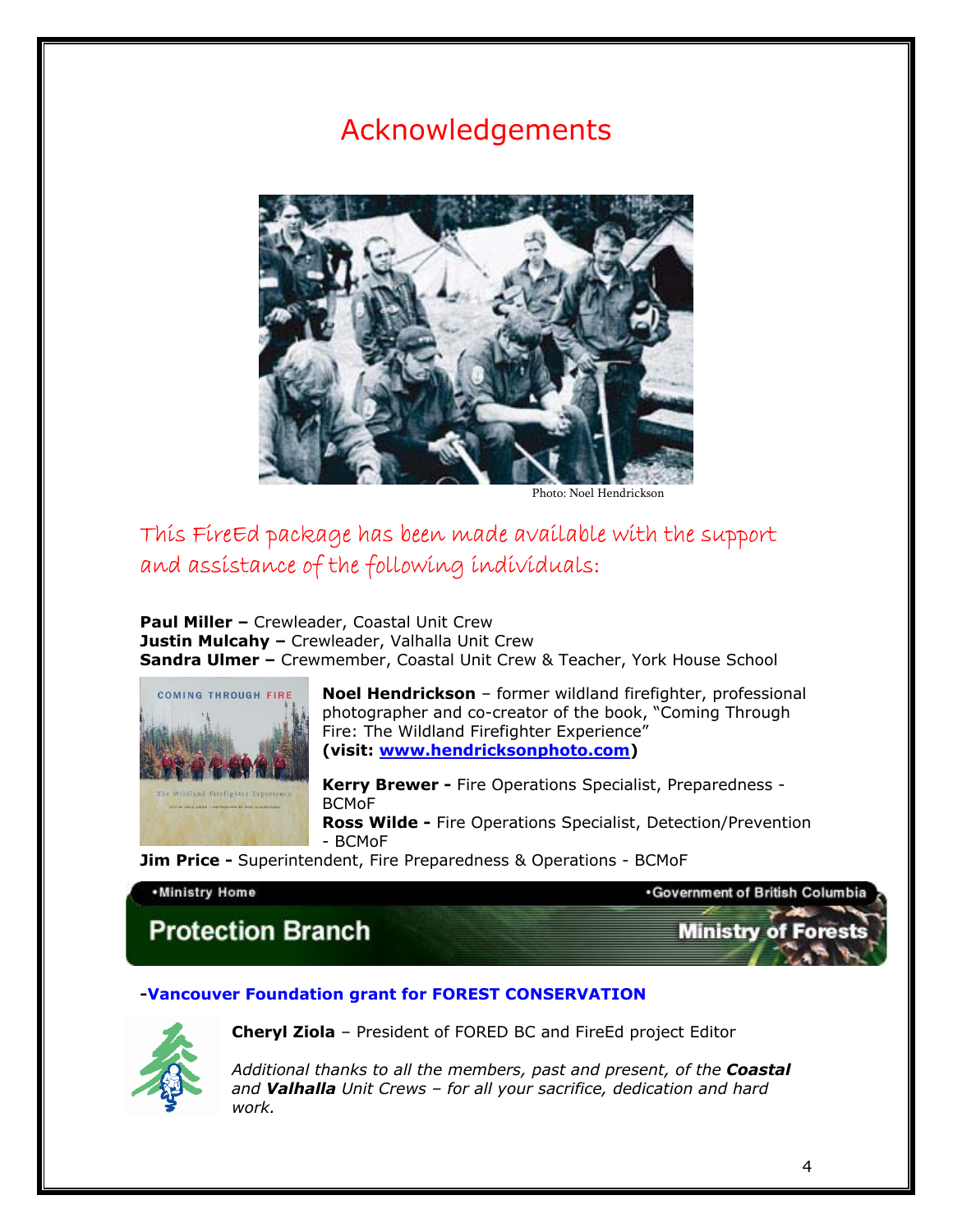# Acknowledgements

Photo: Noel Hendrickson

## This FireEd package has been made available with the support and assistance of the following individuals:

**Paul Miller –** Crewleader, Coastal Unit Crew
**Justin Mulcahy –** Crewleader, Valhalla Unit Crew
**Sandra Ulmer –** Crewmember, Coastal Unit Crew & Teacher, York House School

**Noel Hendrickson** – former wildland firefighter, professional photographer and co-creator of the book, "Coming Through Fire: The Wildland Firefighter Experience"
**(visit: [www.hendricksonphoto.com](http://www.hendricksonphoto.com))**

**Kerry Brewer -** Fire Operations Specialist, Preparedness - BCMoF
**Ross Wilde -** Fire Operations Specialist, Detection/Prevention - BCMoF
**Jim Price -** Superintendent, Fire Preparedness & Operations - BCMoF

•Ministry Home •Government of British Columbia
Protection Branch — Ministry of Forests

**-Vancouver Foundation grant for FOREST CONSERVATION**

**Cheryl Ziola** – President of FORED BC and FireEd project Editor

*Additional thanks to all the members, past and present, of the **Coastal** and **Valhalla** Unit Crews – for all your sacrifice, dedication and hard work.*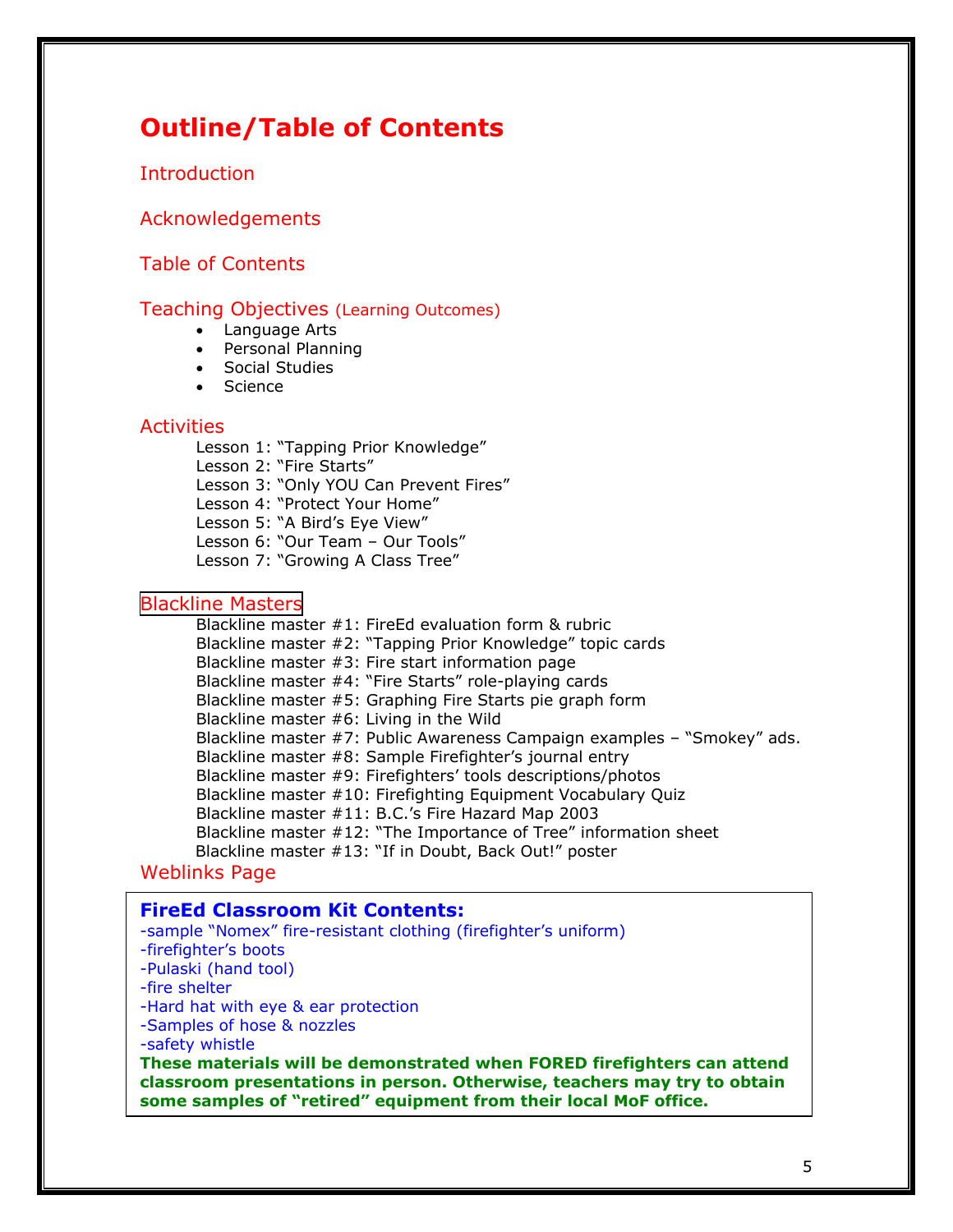# Outline/Table of Contents

## Introduction

## Acknowledgements

## Table of Contents

## Teaching Objectives (Learning Outcomes)

- Language Arts
- Personal Planning
- Social Studies
- Science

## Activities

Lesson 1: "Tapping Prior Knowledge"
Lesson 2: "Fire Starts"
Lesson 3: "Only YOU Can Prevent Fires"
Lesson 4: "Protect Your Home"
Lesson 5: "A Bird's Eye View"
Lesson 6: "Our Team – Our Tools"
Lesson 7: "Growing A Class Tree"

## Blackline Masters

Blackline master #1: FireEd evaluation form & rubric
Blackline master #2: "Tapping Prior Knowledge" topic cards
Blackline master #3: Fire start information page
Blackline master #4: "Fire Starts" role-playing cards
Blackline master #5: Graphing Fire Starts pie graph form
Blackline master #6: Living in the Wild
Blackline master #7: Public Awareness Campaign examples – "Smokey" ads.
Blackline master #8: Sample Firefighter's journal entry
Blackline master #9: Firefighters' tools descriptions/photos
Blackline master #10: Firefighting Equipment Vocabulary Quiz
Blackline master #11: B.C.'s Fire Hazard Map 2003
Blackline master #12: "The Importance of Tree" information sheet
Blackline master #13: "If in Doubt, Back Out!" poster

## Weblinks Page

**FireEd Classroom Kit Contents:**

-sample "Nomex" fire-resistant clothing (firefighter's uniform)
-firefighter's boots
-Pulaski (hand tool)
-fire shelter
-Hard hat with eye & ear protection
-Samples of hose & nozzles
-safety whistle

**These materials will be demonstrated when FORED firefighters can attend classroom presentations in person. Otherwise, teachers may try to obtain some samples of "retired" equipment from their local MoF office.**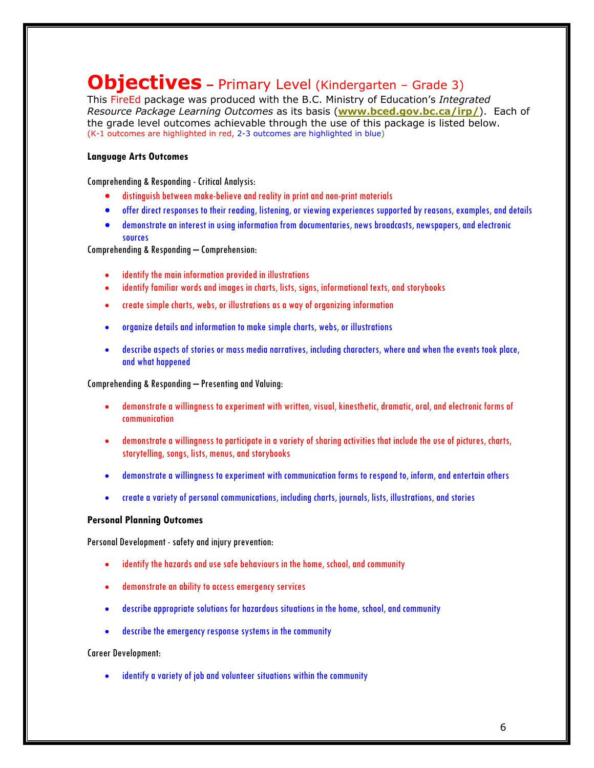# Objectives – Primary Level (Kindergarten – Grade 3)

This FireEd package was produced with the B.C. Ministry of Education's *Integrated Resource Package Learning Outcomes* as its basis (**www.bced.gov.bc.ca/irp/**). Each of the grade level outcomes achievable through the use of this package is listed below.
(K-1 outcomes are highlighted in red, 2-3 outcomes are highlighted in blue)

**Language Arts Outcomes**

Comprehending & Responding - Critical Analysis:

- distinguish between make-believe and reality in print and non-print materials
- offer direct responses to their reading, listening, or viewing experiences supported by reasons, examples, and details
- demonstrate an interest in using information from documentaries, news broadcasts, newspapers, and electronic sources

Comprehending & Responding – Comprehension:

- identify the main information provided in illustrations
- identify familiar words and images in charts, lists, signs, informational texts, and storybooks
- create simple charts, webs, or illustrations as a way of organizing information
- organize details and information to make simple charts, webs, or illustrations
- describe aspects of stories or mass media narratives, including characters, where and when the events took place, and what happened

Comprehending & Responding – Presenting and Valuing:

- demonstrate a willingness to experiment with written, visual, kinesthetic, dramatic, oral, and electronic forms of communication
- demonstrate a willingness to participate in a variety of sharing activities that include the use of pictures, charts, storytelling, songs, lists, menus, and storybooks
- demonstrate a willingness to experiment with communication forms to respond to, inform, and entertain others
- create a variety of personal communications, including charts, journals, lists, illustrations, and stories

**Personal Planning Outcomes**

Personal Development - safety and injury prevention:

- identify the hazards and use safe behaviours in the home, school, and community
- demonstrate an ability to access emergency services
- describe appropriate solutions for hazardous situations in the home, school, and community
- describe the emergency response systems in the community

Career Development:

- identify a variety of job and volunteer situations within the community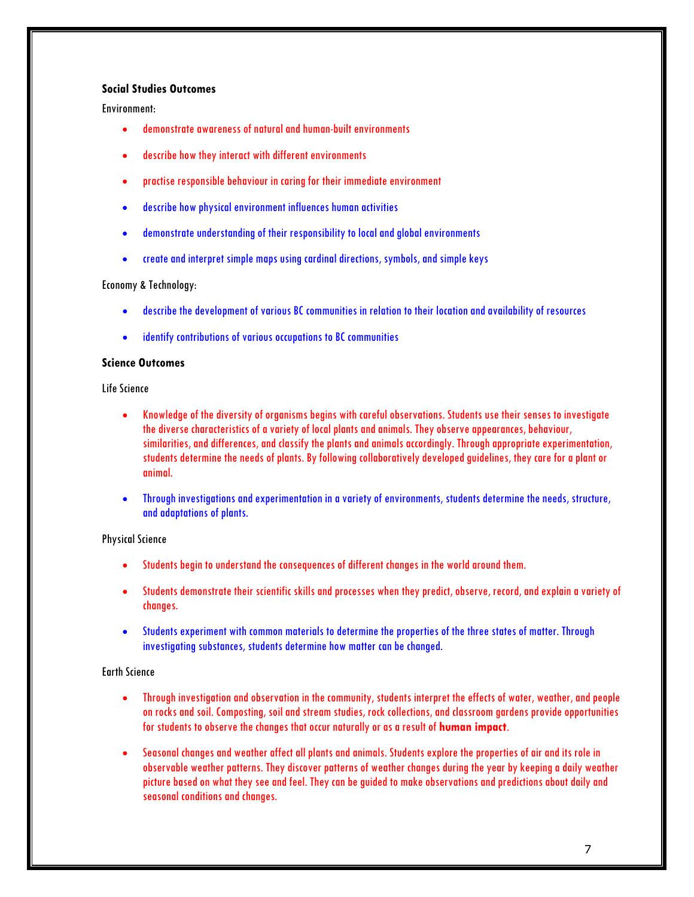**Social Studies Outcomes**

Environment:

- demonstrate awareness of natural and human-built environments
- describe how they interact with different environments
- practise responsible behaviour in caring for their immediate environment
- describe how physical environment influences human activities
- demonstrate understanding of their responsibility to local and global environments
- create and interpret simple maps using cardinal directions, symbols, and simple keys

Economy & Technology:

- describe the development of various BC communities in relation to their location and availability of resources
- identify contributions of various occupations to BC communities

**Science Outcomes**

Life Science

- Knowledge of the diversity of organisms begins with careful observations. Students use their senses to investigate the diverse characteristics of a variety of local plants and animals. They observe appearances, behaviour, similarities, and differences, and classify the plants and animals accordingly. Through appropriate experimentation, students determine the needs of plants. By following collaboratively developed guidelines, they care for a plant or animal.
- Through investigations and experimentation in a variety of environments, students determine the needs, structure, and adaptations of plants.

Physical Science

- Students begin to understand the consequences of different changes in the world around them.
- Students demonstrate their scientific skills and processes when they predict, observe, record, and explain a variety of changes.
- Students experiment with common materials to determine the properties of the three states of matter. Through investigating substances, students determine how matter can be changed.

Earth Science

- Through investigation and observation in the community, students interpret the effects of water, weather, and people on rocks and soil. Composting, soil and stream studies, rock collections, and classroom gardens provide opportunities for students to observe the changes that occur naturally or as a result of **human impact**.
- Seasonal changes and weather affect all plants and animals. Students explore the properties of air and its role in observable weather patterns. They discover patterns of weather changes during the year by keeping a daily weather picture based on what they see and feel. They can be guided to make observations and predictions about daily and seasonal conditions and changes.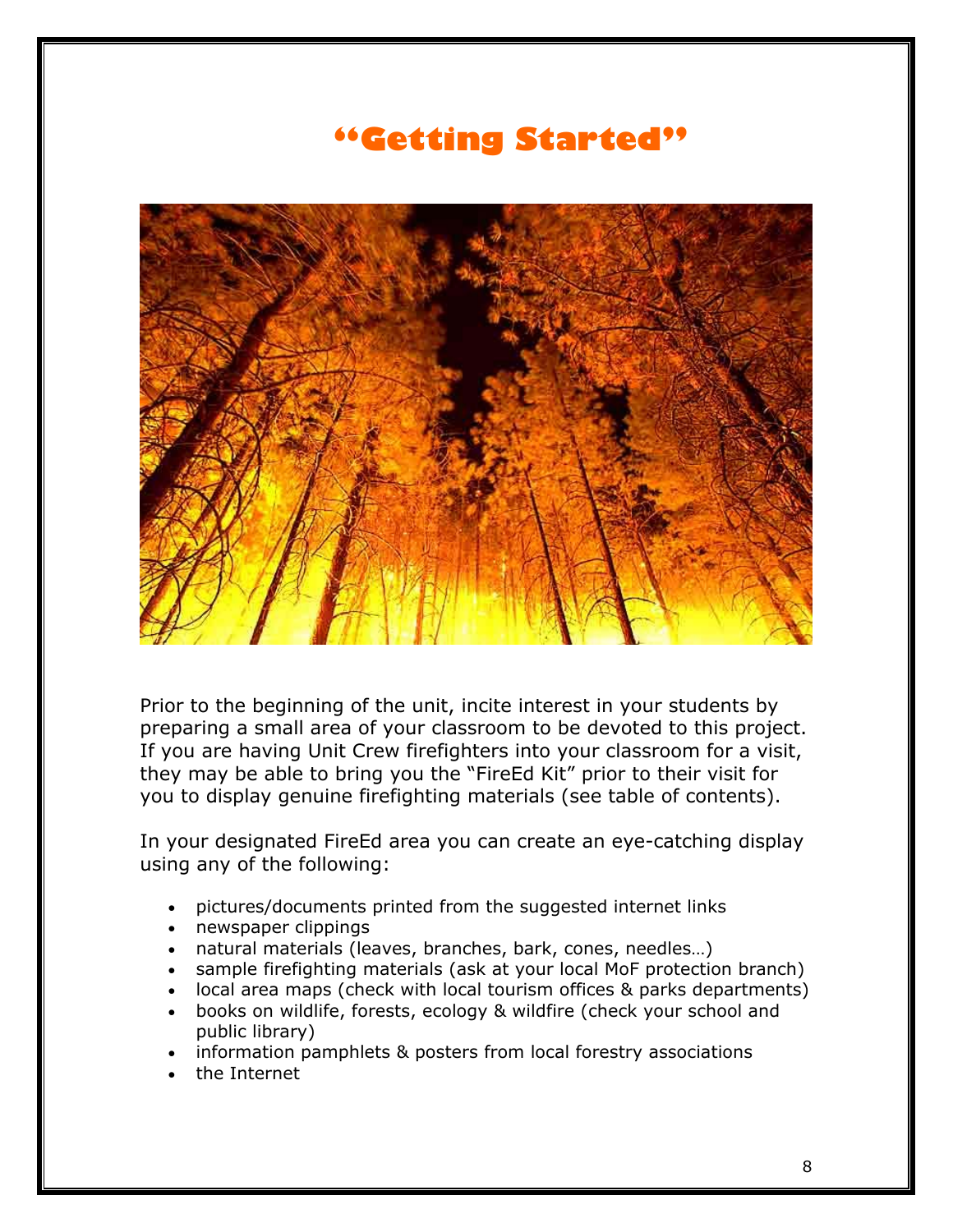# “Getting Started”

Prior to the beginning of the unit, incite interest in your students by preparing a small area of your classroom to be devoted to this project. If you are having Unit Crew firefighters into your classroom for a visit, they may be able to bring you the “FireEd Kit” prior to their visit for you to display genuine firefighting materials (see table of contents).

In your designated FireEd area you can create an eye-catching display using any of the following:

- pictures/documents printed from the suggested internet links
- newspaper clippings
- natural materials (leaves, branches, bark, cones, needles…)
- sample firefighting materials (ask at your local MoF protection branch)
- local area maps (check with local tourism offices & parks departments)
- books on wildlife, forests, ecology & wildfire (check your school and public library)
- information pamphlets & posters from local forestry associations
- the Internet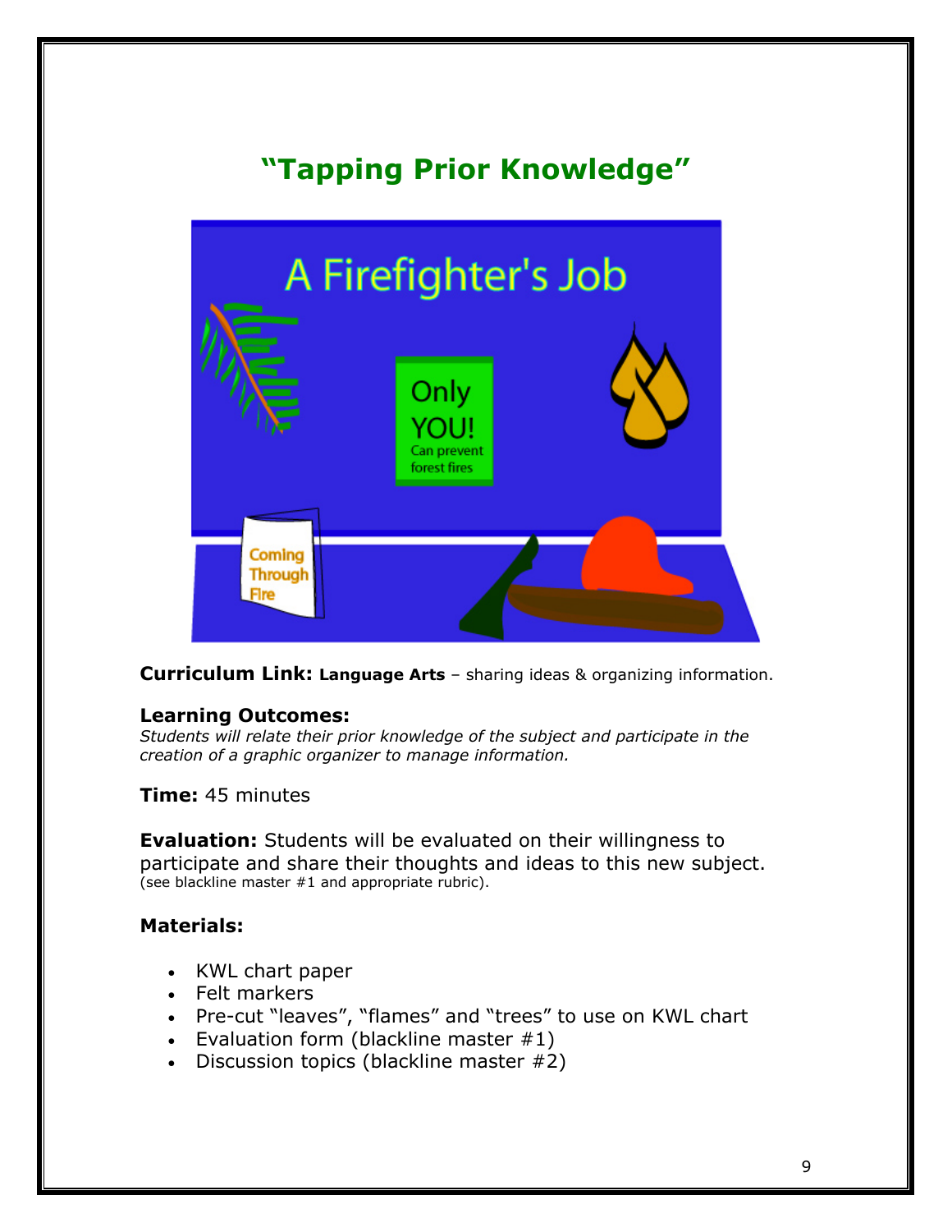# "Tapping Prior Knowledge"

**Curriculum Link:** **Language Arts** – sharing ideas & organizing information.

**Learning Outcomes:**
*Students will relate their prior knowledge of the subject and participate in the creation of a graphic organizer to manage information.*

**Time:** 45 minutes

**Evaluation:** Students will be evaluated on their willingness to participate and share their thoughts and ideas to this new subject. (see blackline master #1 and appropriate rubric).

**Materials:**

- KWL chart paper
- Felt markers
- Pre-cut "leaves", "flames" and "trees" to use on KWL chart
- Evaluation form (blackline master #1)
- Discussion topics (blackline master #2)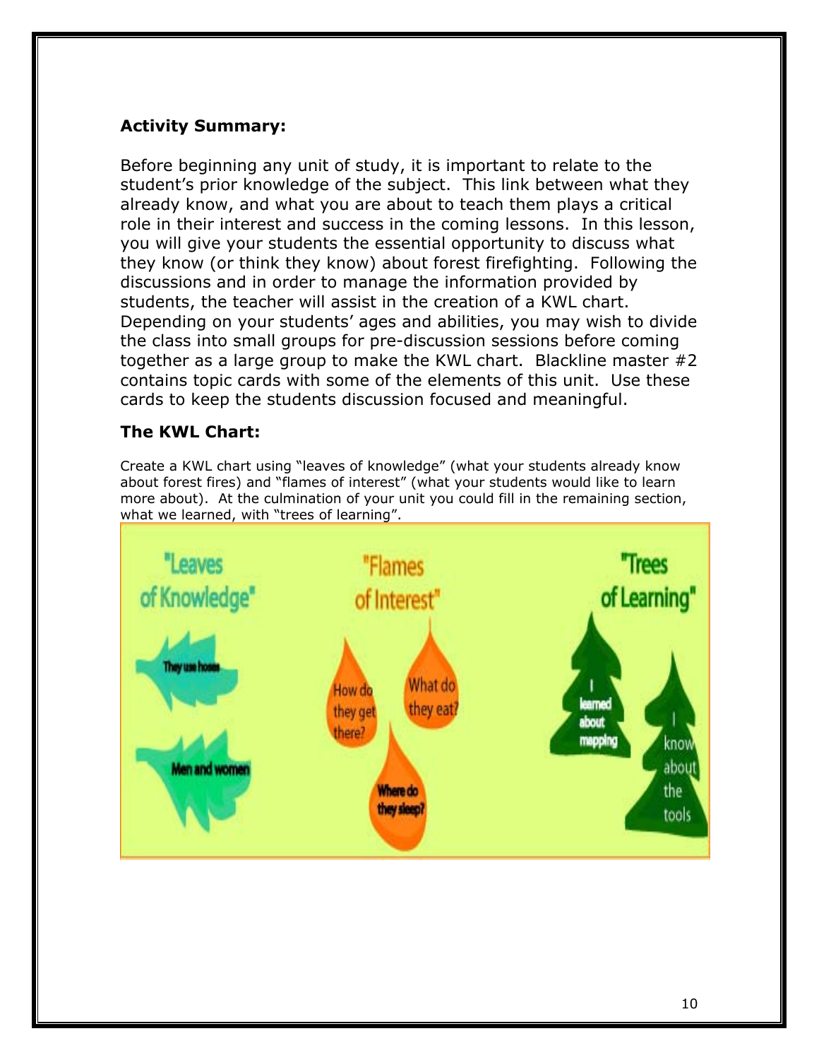### Activity Summary:

Before beginning any unit of study, it is important to relate to the student's prior knowledge of the subject. This link between what they already know, and what you are about to teach them plays a critical role in their interest and success in the coming lessons. In this lesson, you will give your students the essential opportunity to discuss what they know (or think they know) about forest firefighting. Following the discussions and in order to manage the information provided by students, the teacher will assist in the creation of a KWL chart. Depending on your students' ages and abilities, you may wish to divide the class into small groups for pre-discussion sessions before coming together as a large group to make the KWL chart. Blackline master #2 contains topic cards with some of the elements of this unit. Use these cards to keep the students discussion focused and meaningful.

### The KWL Chart:

Create a KWL chart using "leaves of knowledge" (what your students already know about forest fires) and "flames of interest" (what your students would like to learn more about). At the culmination of your unit you could fill in the remaining section, what we learned, with "trees of learning".

"Leaves of Knowledge"

They use hoses

Men and women

"Flames of Interest"

How do they get there?

What do they eat?

Where do they sleep?

"Trees of Learning"

I learned about mapping

I know about the tools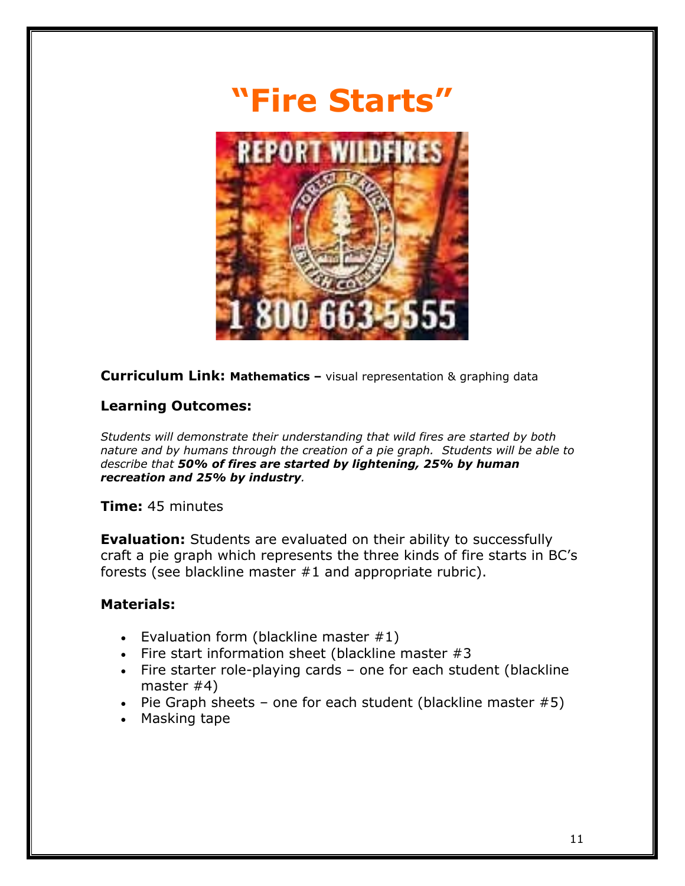# "Fire Starts"

**Curriculum Link: Mathematics –** visual representation & graphing data

### Learning Outcomes:

*Students will demonstrate their understanding that wild fires are started by both nature and by humans through the creation of a pie graph. Students will be able to describe that **50% of fires are started by lightening, 25% by human recreation and 25% by industry**.*

**Time:** 45 minutes

**Evaluation:** Students are evaluated on their ability to successfully craft a pie graph which represents the three kinds of fire starts in BC's forests (see blackline master #1 and appropriate rubric).

### Materials:

- Evaluation form (blackline master #1)
- Fire start information sheet (blackline master #3
- Fire starter role-playing cards – one for each student (blackline master #4)
- Pie Graph sheets – one for each student (blackline master #5)
- Masking tape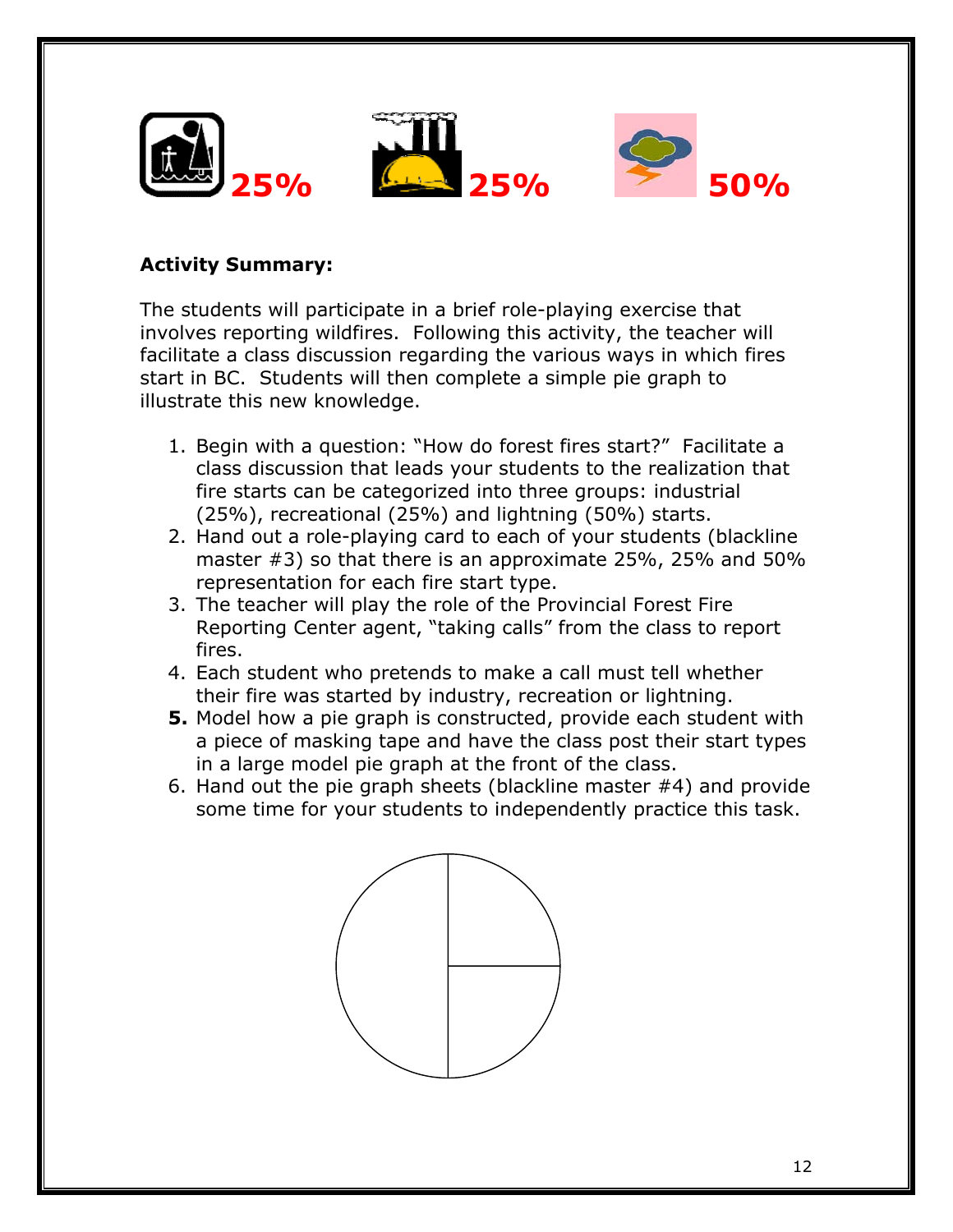25% 25% 50%

**Activity Summary:**

The students will participate in a brief role-playing exercise that involves reporting wildfires. Following this activity, the teacher will facilitate a class discussion regarding the various ways in which fires start in BC. Students will then complete a simple pie graph to illustrate this new knowledge.

1. Begin with a question: "How do forest fires start?" Facilitate a class discussion that leads your students to the realization that fire starts can be categorized into three groups: industrial (25%), recreational (25%) and lightning (50%) starts.
2. Hand out a role-playing card to each of your students (blackline master #3) so that there is an approximate 25%, 25% and 50% representation for each fire start type.
3. The teacher will play the role of the Provincial Forest Fire Reporting Center agent, "taking calls" from the class to report fires.
4. Each student who pretends to make a call must tell whether their fire was started by industry, recreation or lightning.
5. Model how a pie graph is constructed, provide each student with a piece of masking tape and have the class post their start types in a large model pie graph at the front of the class.
6. Hand out the pie graph sheets (blackline master #4) and provide some time for your students to independently practice this task.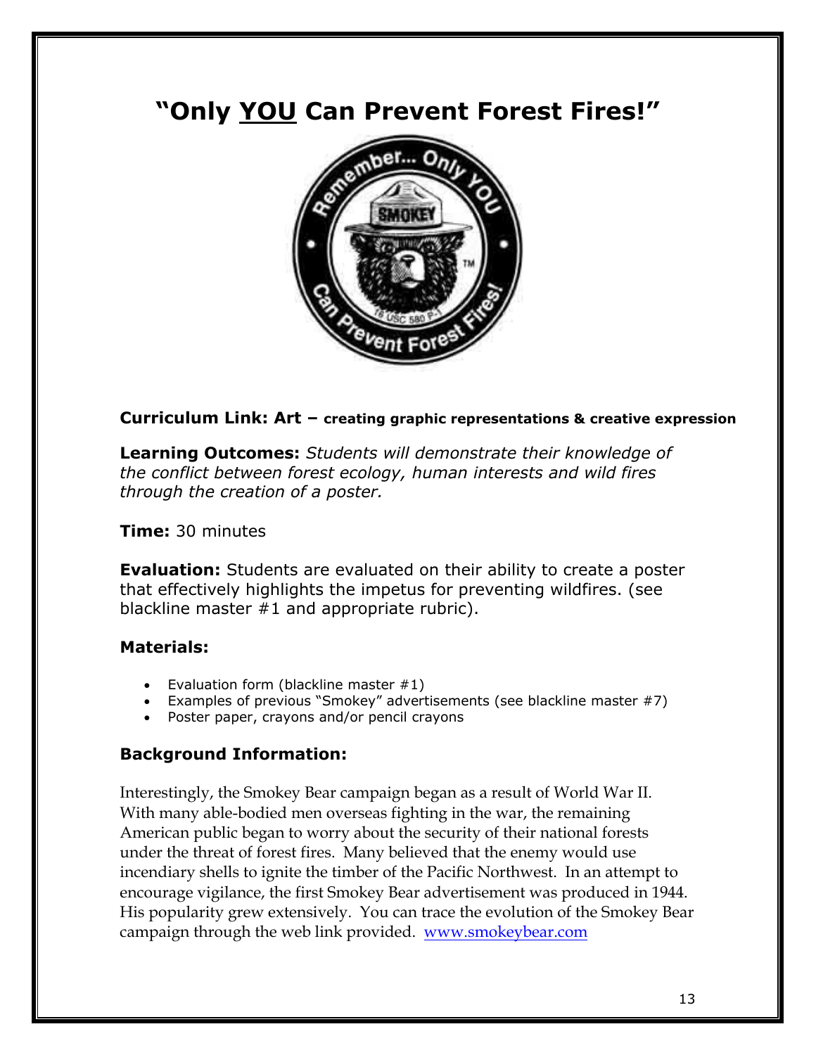# "Only <u>YOU</u> Can Prevent Forest Fires!"

**Curriculum Link: Art – creating graphic representations & creative expression**

**Learning Outcomes:** *Students will demonstrate their knowledge of the conflict between forest ecology, human interests and wild fires through the creation of a poster.*

**Time:** 30 minutes

**Evaluation:** Students are evaluated on their ability to create a poster that effectively highlights the impetus for preventing wildfires. (see blackline master #1 and appropriate rubric).

### Materials:

- Evaluation form (blackline master #1)
- Examples of previous "Smokey" advertisements (see blackline master #7)
- Poster paper, crayons and/or pencil crayons

### Background Information:

Interestingly, the Smokey Bear campaign began as a result of World War II. With many able-bodied men overseas fighting in the war, the remaining American public began to worry about the security of their national forests under the threat of forest fires. Many believed that the enemy would use incendiary shells to ignite the timber of the Pacific Northwest. In an attempt to encourage vigilance, the first Smokey Bear advertisement was produced in 1944. His popularity grew extensively. You can trace the evolution of the Smokey Bear campaign through the web link provided. [www.smokeybear.com](http://www.smokeybear.com)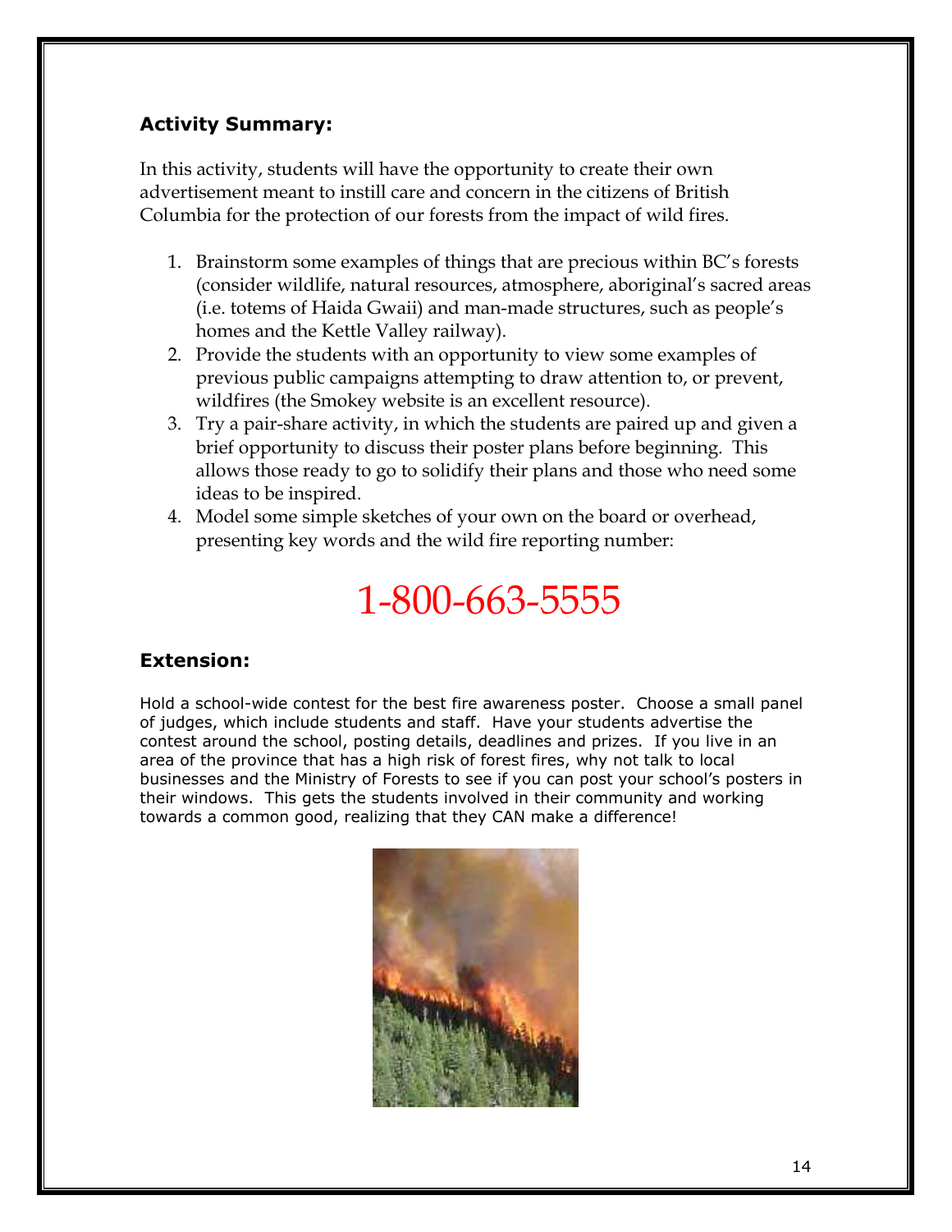### Activity Summary:

In this activity, students will have the opportunity to create their own advertisement meant to instill care and concern in the citizens of British Columbia for the protection of our forests from the impact of wild fires.

1. Brainstorm some examples of things that are precious within BC's forests (consider wildlife, natural resources, atmosphere, aboriginal's sacred areas (i.e. totems of Haida Gwaii) and man-made structures, such as people's homes and the Kettle Valley railway).
2. Provide the students with an opportunity to view some examples of previous public campaigns attempting to draw attention to, or prevent, wildfires (the Smokey website is an excellent resource).
3. Try a pair-share activity, in which the students are paired up and given a brief opportunity to discuss their poster plans before beginning. This allows those ready to go to solidify their plans and those who need some ideas to be inspired.
4. Model some simple sketches of your own on the board or overhead, presenting key words and the wild fire reporting number:

## 1-800-663-5555

### Extension:

Hold a school-wide contest for the best fire awareness poster. Choose a small panel of judges, which include students and staff. Have your students advertise the contest around the school, posting details, deadlines and prizes. If you live in an area of the province that has a high risk of forest fires, why not talk to local businesses and the Ministry of Forests to see if you can post your school's posters in their windows. This gets the students involved in their community and working towards a common good, realizing that they CAN make a difference!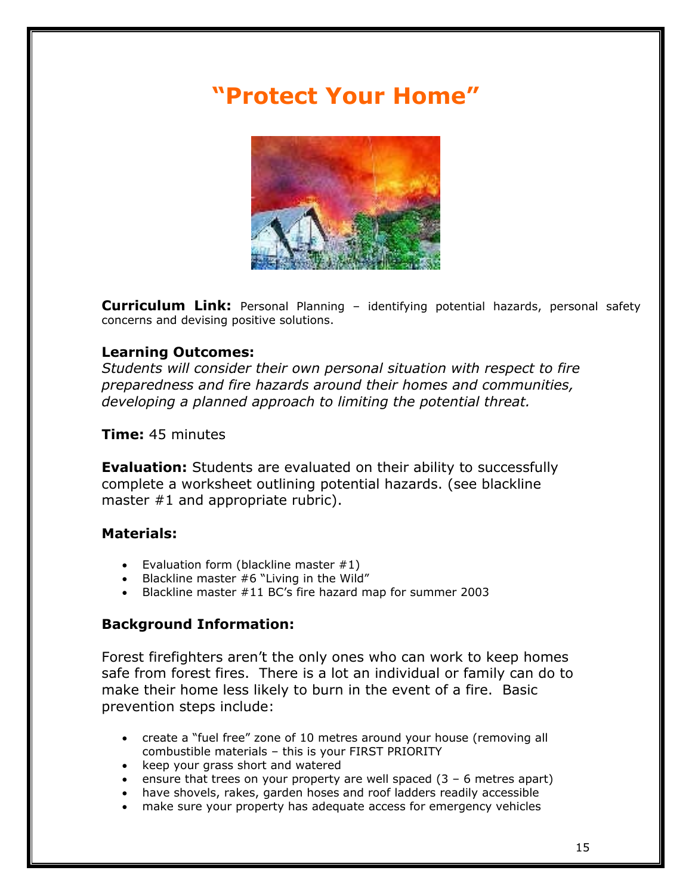# "Protect Your Home"

**Curriculum Link:** Personal Planning – identifying potential hazards, personal safety concerns and devising positive solutions.

**Learning Outcomes:**

*Students will consider their own personal situation with respect to fire preparedness and fire hazards around their homes and communities, developing a planned approach to limiting the potential threat.*

**Time:** 45 minutes

**Evaluation:** Students are evaluated on their ability to successfully complete a worksheet outlining potential hazards. (see blackline master #1 and appropriate rubric).

**Materials:**

- Evaluation form (blackline master #1)
- Blackline master #6 "Living in the Wild"
- Blackline master #11 BC's fire hazard map for summer 2003

**Background Information:**

Forest firefighters aren't the only ones who can work to keep homes safe from forest fires. There is a lot an individual or family can do to make their home less likely to burn in the event of a fire. Basic prevention steps include:

- create a "fuel free" zone of 10 metres around your house (removing all combustible materials – this is your FIRST PRIORITY
- keep your grass short and watered
- ensure that trees on your property are well spaced (3 – 6 metres apart)
- have shovels, rakes, garden hoses and roof ladders readily accessible
- make sure your property has adequate access for emergency vehicles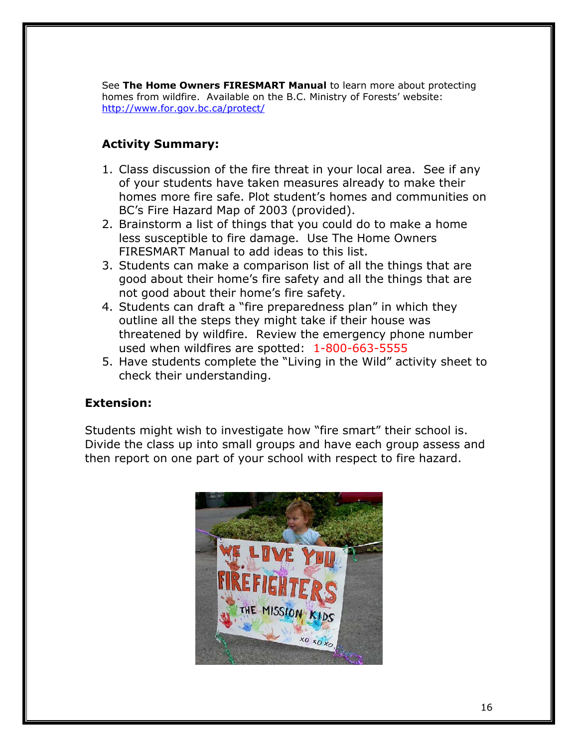See **The Home Owners FIRESMART Manual** to learn more about protecting homes from wildfire. Available on the B.C. Ministry of Forests' website: http://www.for.gov.bc.ca/protect/

## Activity Summary:

1. Class discussion of the fire threat in your local area. See if any of your students have taken measures already to make their homes more fire safe. Plot student's homes and communities on BC's Fire Hazard Map of 2003 (provided).
2. Brainstorm a list of things that you could do to make a home less susceptible to fire damage. Use The Home Owners FIRESMART Manual to add ideas to this list.
3. Students can make a comparison list of all the things that are good about their home's fire safety and all the things that are not good about their home's fire safety.
4. Students can draft a "fire preparedness plan" in which they outline all the steps they might take if their house was threatened by wildfire. Review the emergency phone number used when wildfires are spotted: 1-800-663-5555
5. Have students complete the "Living in the Wild" activity sheet to check their understanding.

## Extension:

Students might wish to investigate how "fire smart" their school is. Divide the class up into small groups and have each group assess and then report on one part of your school with respect to fire hazard.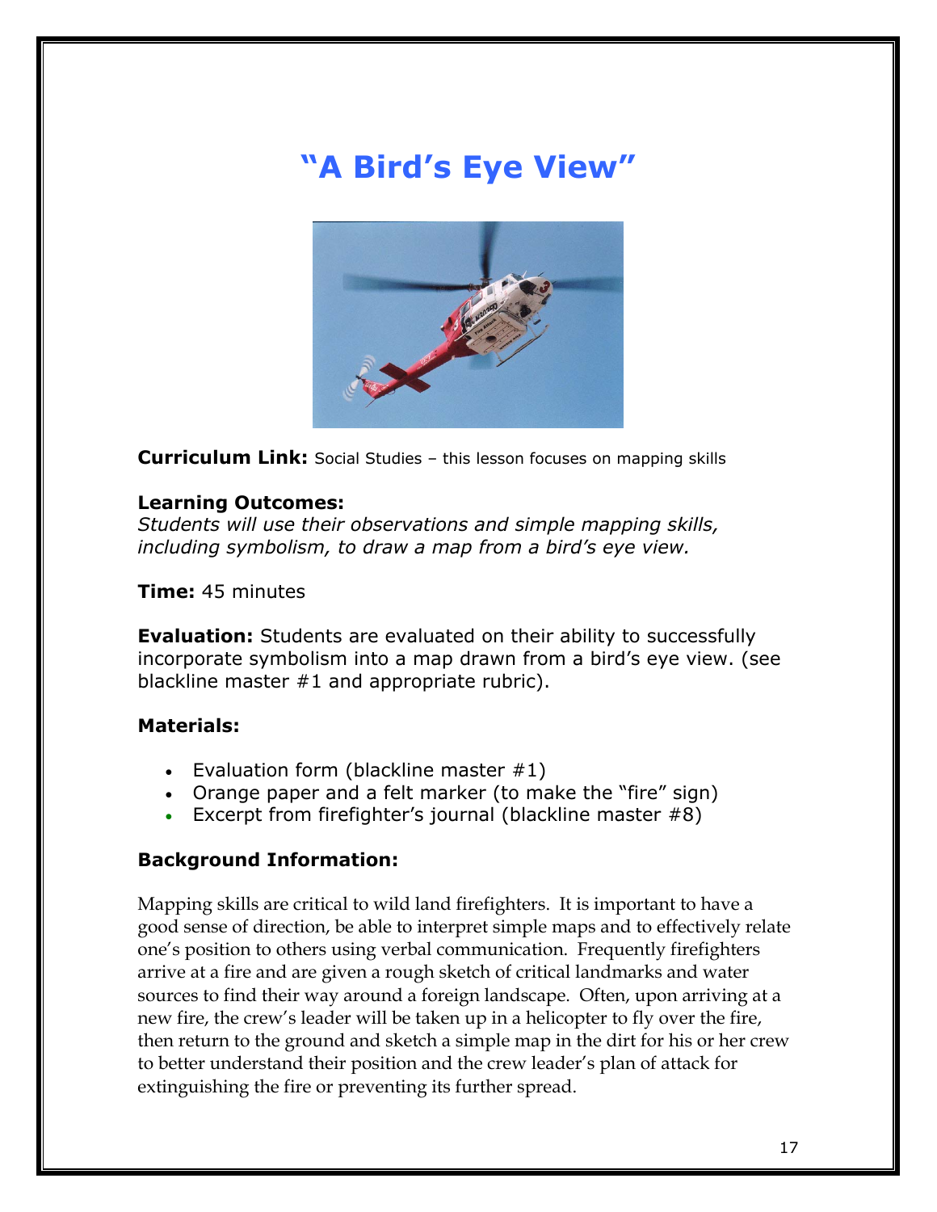# "A Bird's Eye View"

**Curriculum Link:** Social Studies – this lesson focuses on mapping skills

**Learning Outcomes:**
*Students will use their observations and simple mapping skills, including symbolism, to draw a map from a bird's eye view.*

**Time:** 45 minutes

**Evaluation:** Students are evaluated on their ability to successfully incorporate symbolism into a map drawn from a bird's eye view. (see blackline master #1 and appropriate rubric).

### Materials:

- Evaluation form (blackline master #1)
- Orange paper and a felt marker (to make the "fire" sign)
- Excerpt from firefighter's journal (blackline master #8)

### Background Information:

Mapping skills are critical to wild land firefighters. It is important to have a good sense of direction, be able to interpret simple maps and to effectively relate one's position to others using verbal communication. Frequently firefighters arrive at a fire and are given a rough sketch of critical landmarks and water sources to find their way around a foreign landscape. Often, upon arriving at a new fire, the crew's leader will be taken up in a helicopter to fly over the fire, then return to the ground and sketch a simple map in the dirt for his or her crew to better understand their position and the crew leader's plan of attack for extinguishing the fire or preventing its further spread.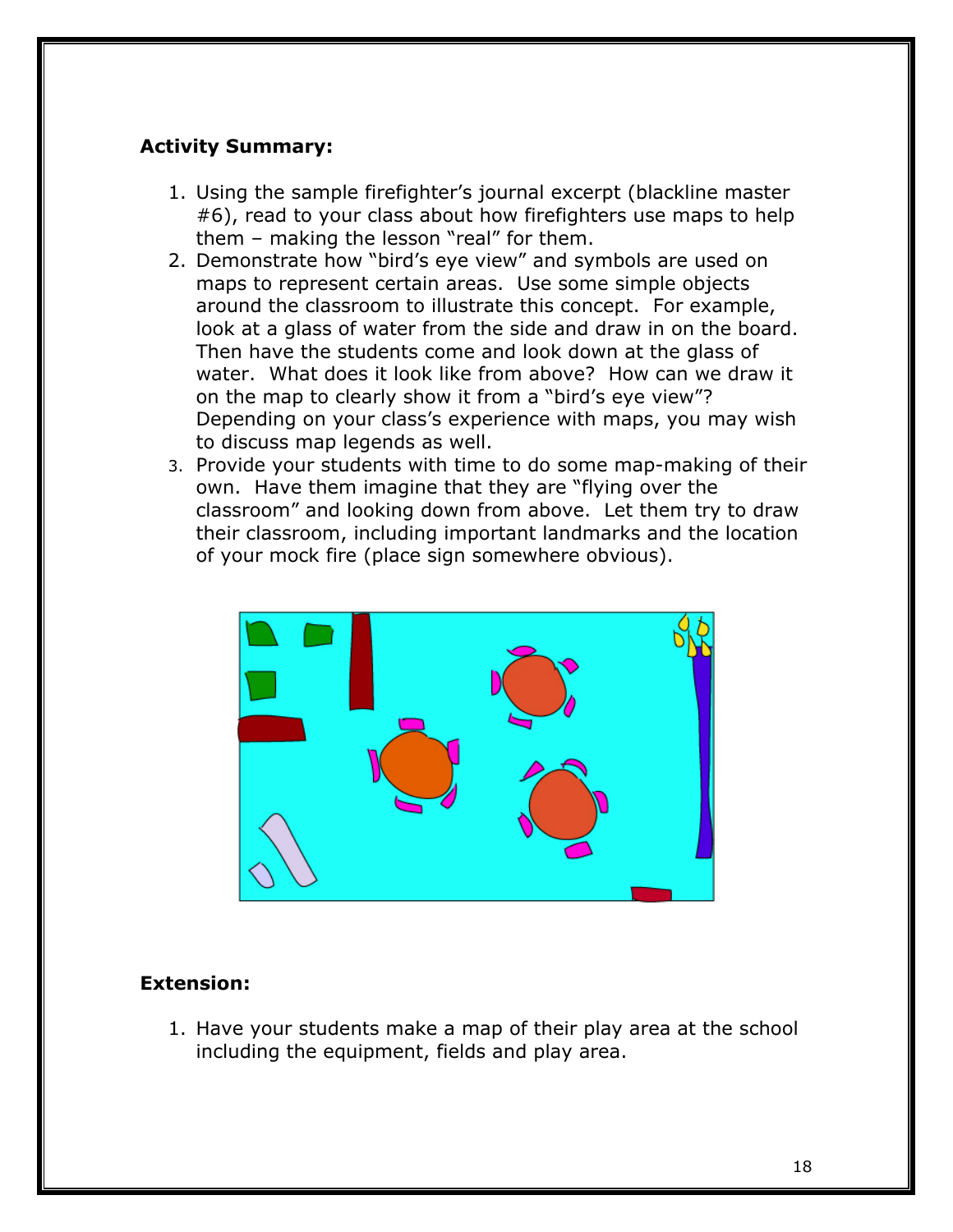**Activity Summary:**

1. Using the sample firefighter's journal excerpt (blackline master #6), read to your class about how firefighters use maps to help them – making the lesson "real" for them.
2. Demonstrate how "bird's eye view" and symbols are used on maps to represent certain areas. Use some simple objects around the classroom to illustrate this concept. For example, look at a glass of water from the side and draw in on the board. Then have the students come and look down at the glass of water. What does it look like from above? How can we draw it on the map to clearly show it from a "bird's eye view"? Depending on your class's experience with maps, you may wish to discuss map legends as well.
3. Provide your students with time to do some map-making of their own. Have them imagine that they are "flying over the classroom" and looking down from above. Let them try to draw their classroom, including important landmarks and the location of your mock fire (place sign somewhere obvious).

**Extension:**

1. Have your students make a map of their play area at the school including the equipment, fields and play area.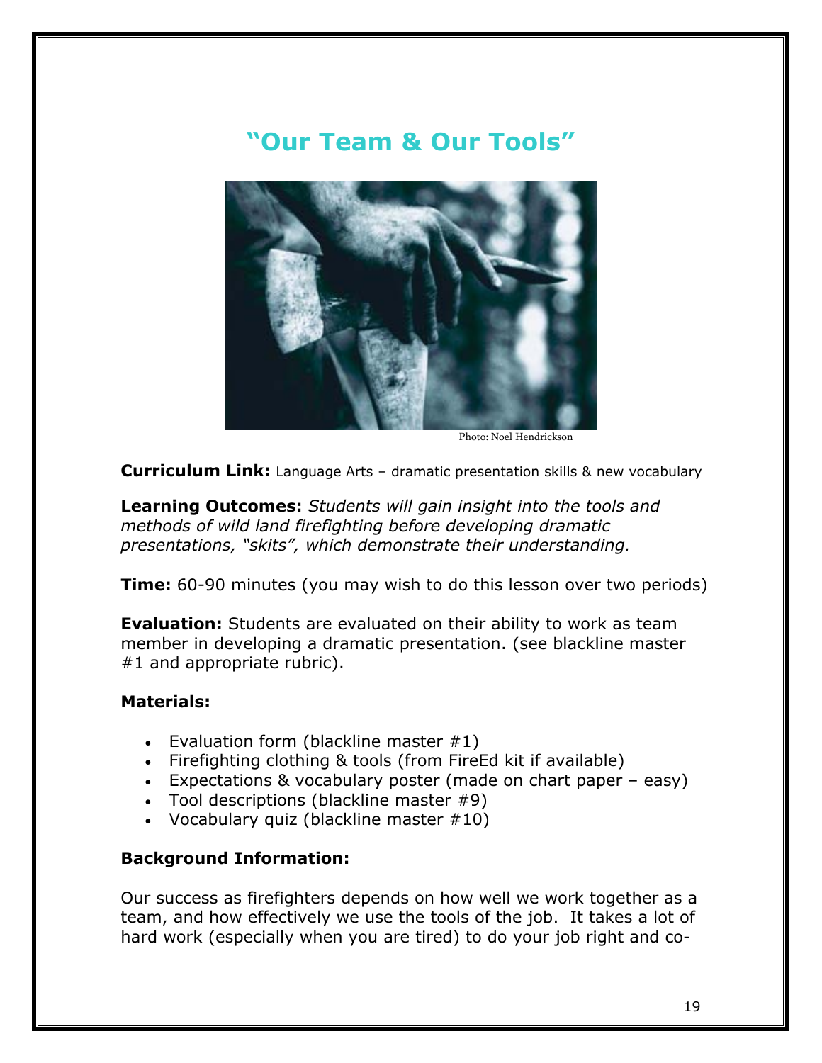# "Our Team & Our Tools"

Photo: Noel Hendrickson

**Curriculum Link:** Language Arts – dramatic presentation skills & new vocabulary

**Learning Outcomes:** *Students will gain insight into the tools and methods of wild land firefighting before developing dramatic presentations, "skits", which demonstrate their understanding.*

**Time:** 60-90 minutes (you may wish to do this lesson over two periods)

**Evaluation:** Students are evaluated on their ability to work as team member in developing a dramatic presentation. (see blackline master #1 and appropriate rubric).

**Materials:**

- Evaluation form (blackline master #1)
- Firefighting clothing & tools (from FireEd kit if available)
- Expectations & vocabulary poster (made on chart paper – easy)
- Tool descriptions (blackline master #9)
- Vocabulary quiz (blackline master #10)

**Background Information:**

Our success as firefighters depends on how well we work together as a team, and how effectively we use the tools of the job. It takes a lot of hard work (especially when you are tired) to do your job right and co-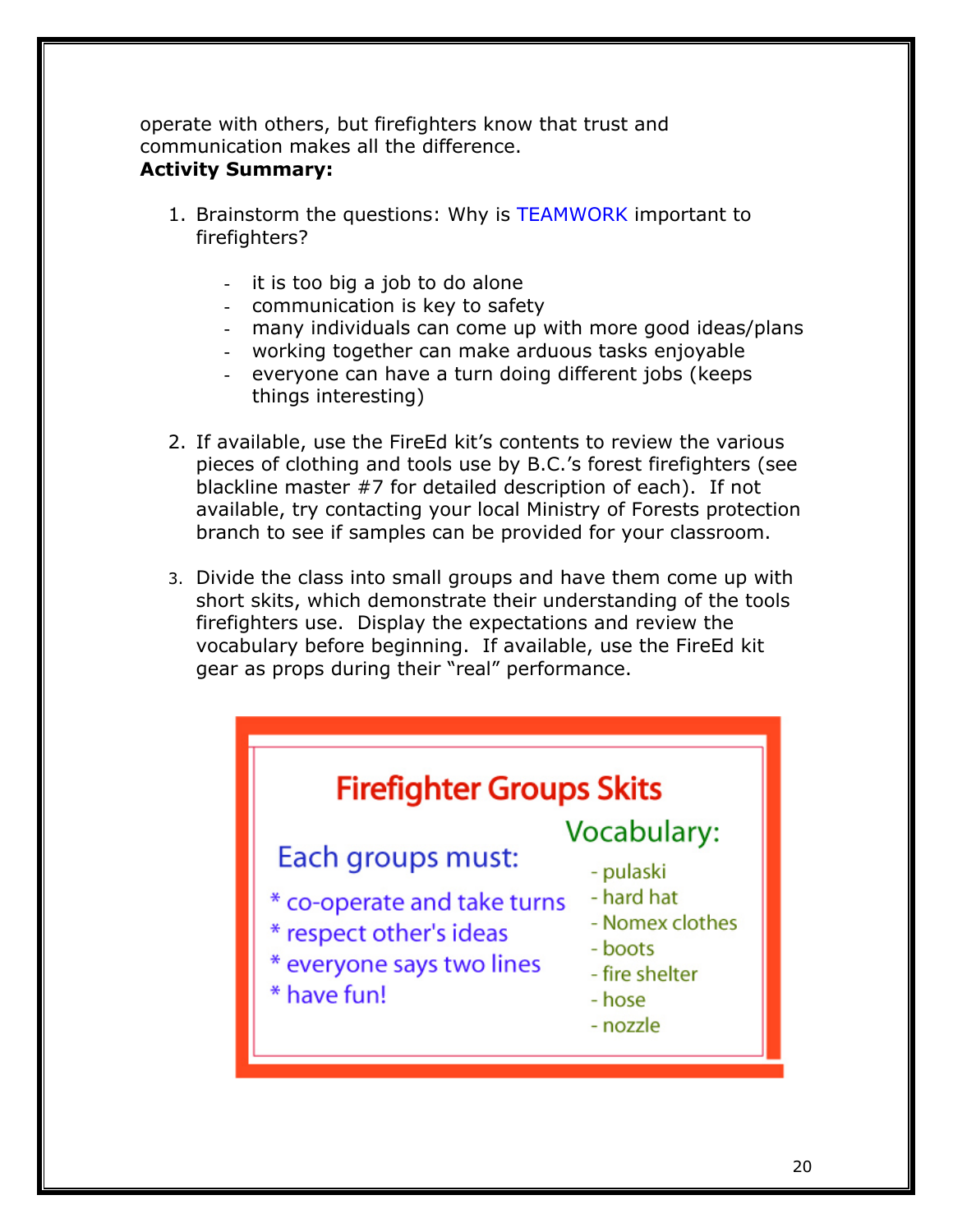operate with others, but firefighters know that trust and communication makes all the difference.

**Activity Summary:**

1. Brainstorm the questions: Why is TEAMWORK important to firefighters?

   - it is too big a job to do alone
   - communication is key to safety
   - many individuals can come up with more good ideas/plans
   - working together can make arduous tasks enjoyable
   - everyone can have a turn doing different jobs (keeps things interesting)

2. If available, use the FireEd kit's contents to review the various pieces of clothing and tools use by B.C.'s forest firefighters (see blackline master #7 for detailed description of each). If not available, try contacting your local Ministry of Forests protection branch to see if samples can be provided for your classroom.

3. Divide the class into small groups and have them come up with short skits, which demonstrate their understanding of the tools firefighters use. Display the expectations and review the vocabulary before beginning. If available, use the FireEd kit gear as props during their "real" performance.

## Firefighter Groups Skits

**Each groups must:**

* co-operate and take turns
* respect other's ideas
* everyone says two lines
* have fun!

**Vocabulary:**

- pulaski
- hard hat
- Nomex clothes
- boots
- fire shelter
- hose
- nozzle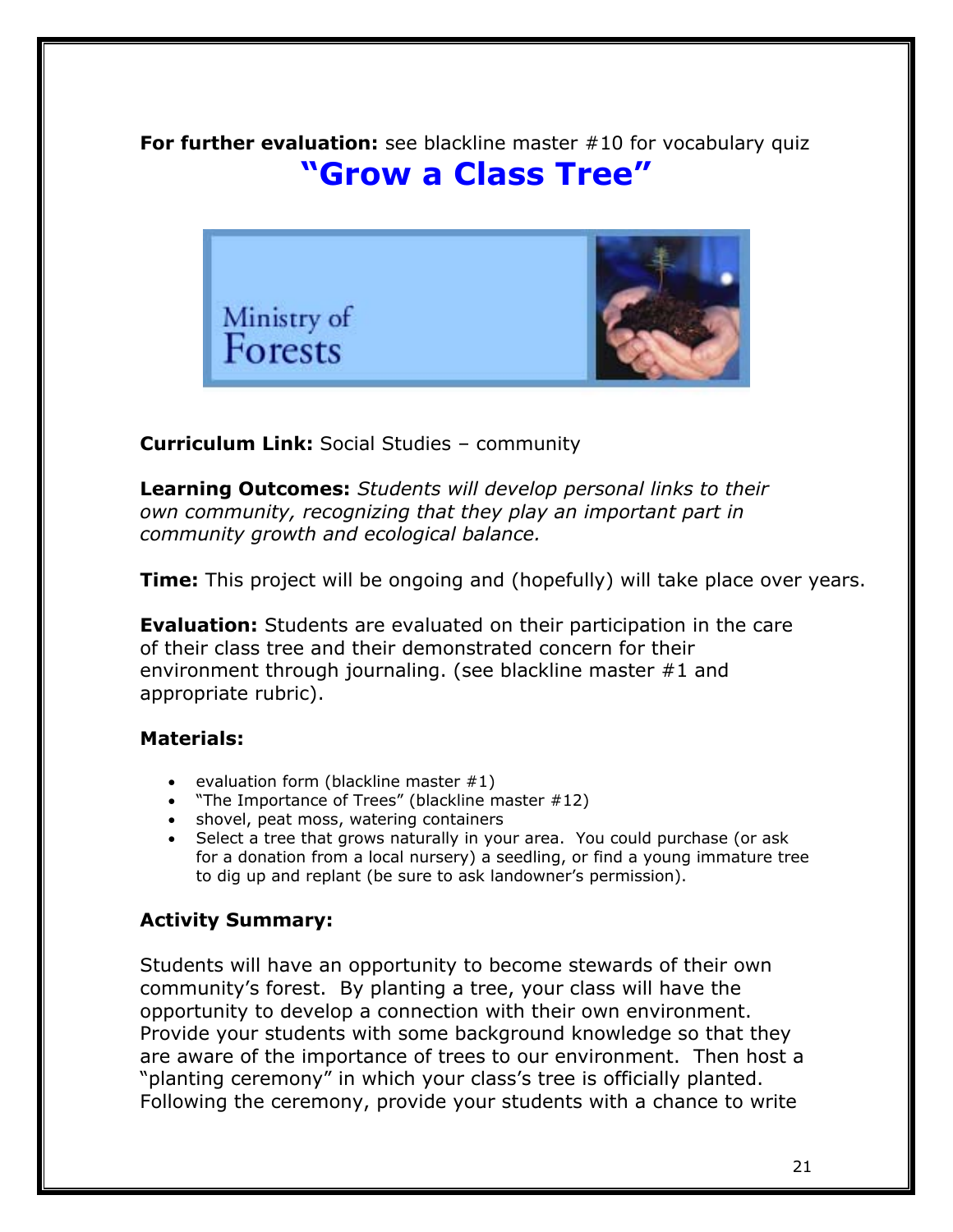**For further evaluation:** see blackline master #10 for vocabulary quiz

# "Grow a Class Tree"

Ministry of Forests

**Curriculum Link:** Social Studies – community

**Learning Outcomes:** *Students will develop personal links to their own community, recognizing that they play an important part in community growth and ecological balance.*

**Time:** This project will be ongoing and (hopefully) will take place over years.

**Evaluation:** Students are evaluated on their participation in the care of their class tree and their demonstrated concern for their environment through journaling. (see blackline master #1 and appropriate rubric).

### Materials:

- evaluation form (blackline master #1)
- "The Importance of Trees" (blackline master #12)
- shovel, peat moss, watering containers
- Select a tree that grows naturally in your area. You could purchase (or ask for a donation from a local nursery) a seedling, or find a young immature tree to dig up and replant (be sure to ask landowner's permission).

### Activity Summary:

Students will have an opportunity to become stewards of their own community's forest. By planting a tree, your class will have the opportunity to develop a connection with their own environment. Provide your students with some background knowledge so that they are aware of the importance of trees to our environment. Then host a "planting ceremony" in which your class's tree is officially planted. Following the ceremony, provide your students with a chance to write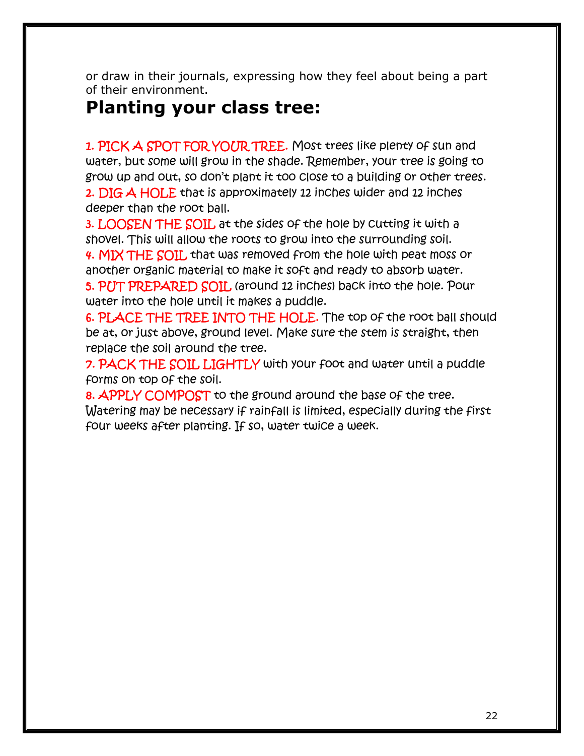or draw in their journals, expressing how they feel about being a part of their environment.

## Planting your class tree:

1. PICK A SPOT FOR YOUR TREE. Most trees like plenty of sun and water, but some will grow in the shade. Remember, your tree is going to grow up and out, so don't plant it too close to a building or other trees.
2. DIG A HOLE that is approximately 12 inches wider and 12 inches deeper than the root ball.
3. LOOSEN THE SOIL at the sides of the hole by cutting it with a shovel. This will allow the roots to grow into the surrounding soil.
4. MIX THE SOIL that was removed from the hole with peat moss or another organic material to make it soft and ready to absorb water.
5. PUT PREPARED SOIL (around 12 inches) back into the hole. Pour water into the hole until it makes a puddle.
6. PLACE THE TREE INTO THE HOLE. The top of the root ball should be at, or just above, ground level. Make sure the stem is straight, then replace the soil around the tree.
7. PACK THE SOIL LIGHTLY with your foot and water until a puddle forms on top of the soil.
8. APPLY COMPOST to the ground around the base of the tree. Watering may be necessary if rainfall is limited, especially during the first four weeks after planting. If so, water twice a week.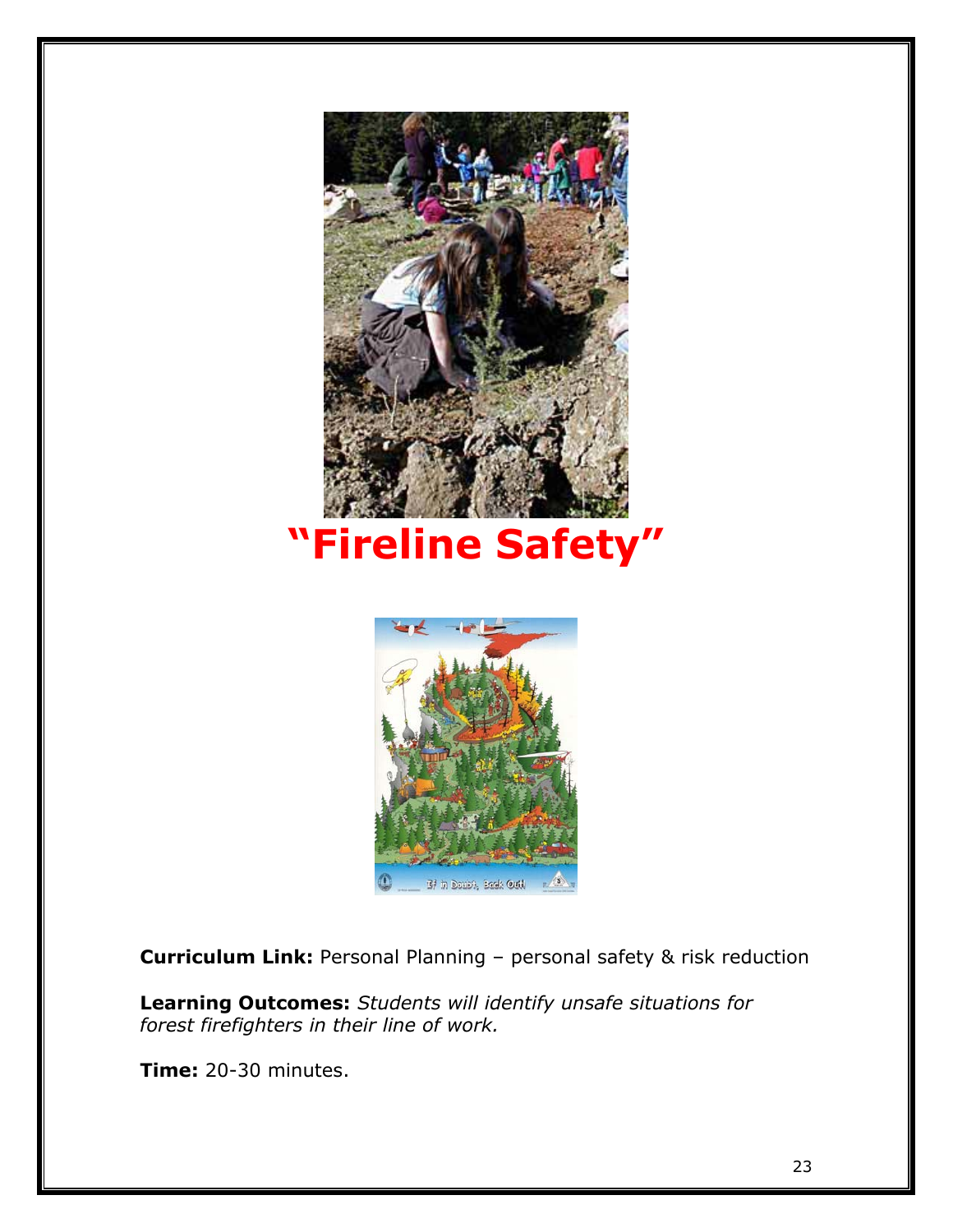# "Fireline Safety"

**Curriculum Link:** Personal Planning – personal safety & risk reduction

**Learning Outcomes:** *Students will identify unsafe situations for forest firefighters in their line of work.*

**Time:** 20-30 minutes.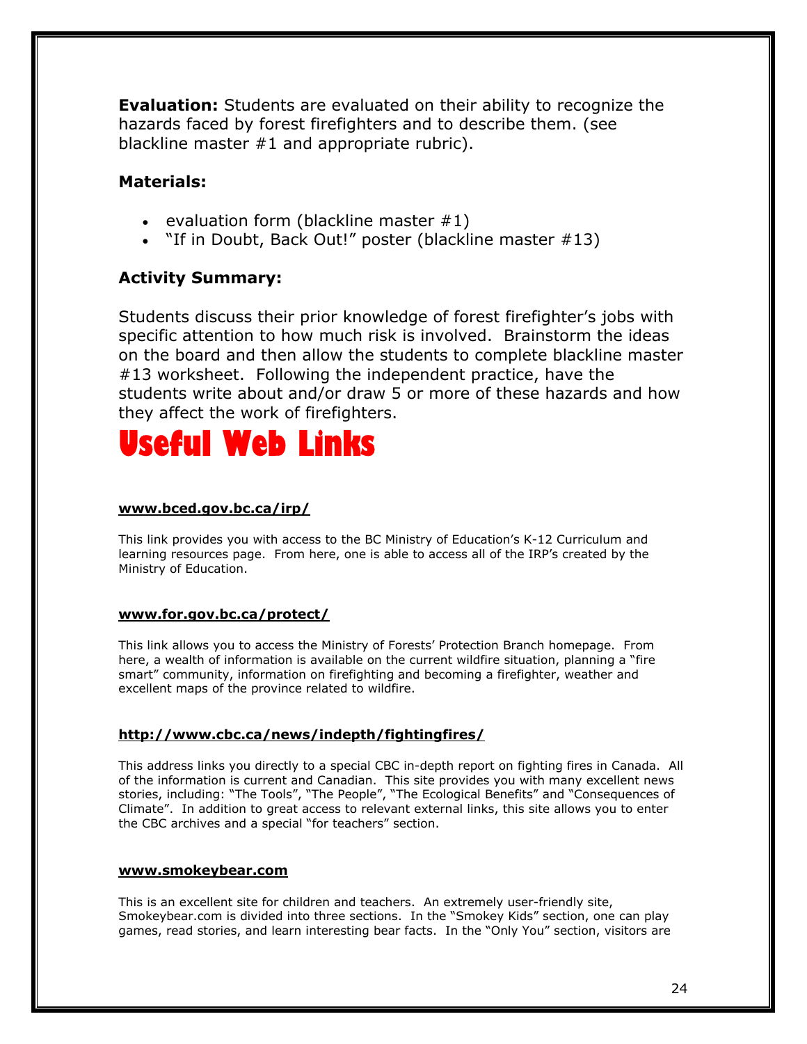**Evaluation:** Students are evaluated on their ability to recognize the hazards faced by forest firefighters and to describe them. (see blackline master #1 and appropriate rubric).

### Materials:

- evaluation form (blackline master #1)
- "If in Doubt, Back Out!" poster (blackline master #13)

### Activity Summary:

Students discuss their prior knowledge of forest firefighter's jobs with specific attention to how much risk is involved. Brainstorm the ideas on the board and then allow the students to complete blackline master #13 worksheet. Following the independent practice, have the students write about and/or draw 5 or more of these hazards and how they affect the work of firefighters.

# Useful Web Links

**www.bced.gov.bc.ca/irp/**

This link provides you with access to the BC Ministry of Education's K-12 Curriculum and learning resources page. From here, one is able to access all of the IRP's created by the Ministry of Education.

**www.for.gov.bc.ca/protect/**

This link allows you to access the Ministry of Forests' Protection Branch homepage. From here, a wealth of information is available on the current wildfire situation, planning a "fire smart" community, information on firefighting and becoming a firefighter, weather and excellent maps of the province related to wildfire.

**http://www.cbc.ca/news/indepth/fightingfires/**

This address links you directly to a special CBC in-depth report on fighting fires in Canada. All of the information is current and Canadian. This site provides you with many excellent news stories, including: "The Tools", "The People", "The Ecological Benefits" and "Consequences of Climate". In addition to great access to relevant external links, this site allows you to enter the CBC archives and a special "for teachers" section.

**www.smokeybear.com**

This is an excellent site for children and teachers. An extremely user-friendly site, Smokeybear.com is divided into three sections. In the "Smokey Kids" section, one can play games, read stories, and learn interesting bear facts. In the "Only You" section, visitors are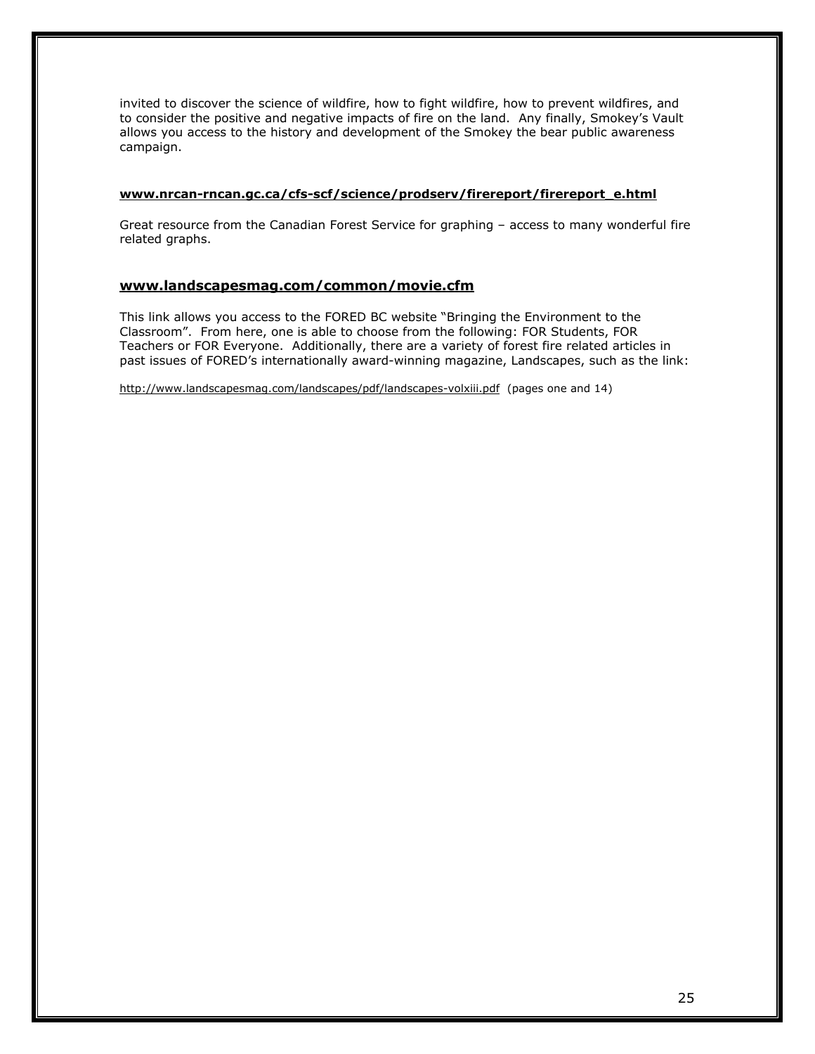invited to discover the science of wildfire, how to fight wildfire, how to prevent wildfires, and to consider the positive and negative impacts of fire on the land. Any finally, Smokey's Vault allows you access to the history and development of the Smokey the bear public awareness campaign.

**www.nrcan-rncan.gc.ca/cfs-scf/science/prodserv/firereport/firereport_e.html**

Great resource from the Canadian Forest Service for graphing – access to many wonderful fire related graphs.

### www.landscapesmag.com/common/movie.cfm

This link allows you access to the FORED BC website "Bringing the Environment to the Classroom". From here, one is able to choose from the following: FOR Students, FOR Teachers or FOR Everyone. Additionally, there are a variety of forest fire related articles in past issues of FORED's internationally award-winning magazine, Landscapes, such as the link:

http://www.landscapesmag.com/landscapes/pdf/landscapes-volxiii.pdf (pages one and 14)